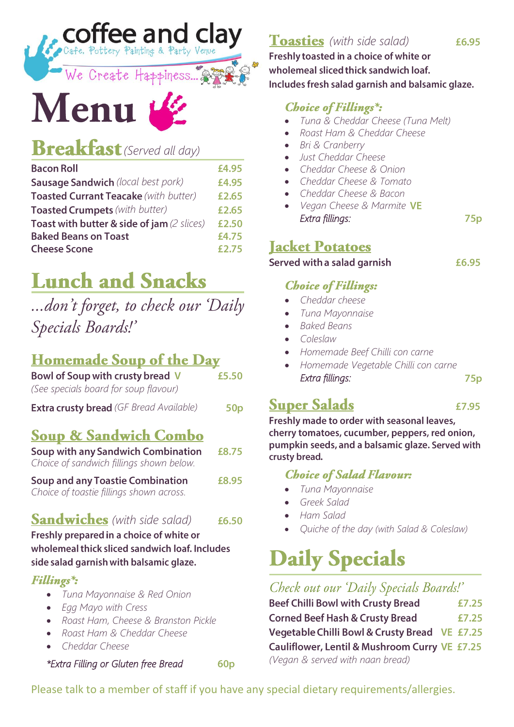coffee and clay

Cafe. Pottery Painting & Party Venue

We Create Happiness...

# Menu

## Breakfast *(Served all day)*

| | |
|---|---|
| **Bacon Roll** | £4.95 |
| **Sausage Sandwich** *(local best pork)* | £4.95 |
| **Toasted Currant Teacake** *(with butter)* | £2.65 |
| **Toasted Crumpets** *(with butter)* | £2.65 |
| **Toast with butter & side of jam** *(2 slices)* | £2.50 |
| **Baked Beans on Toast** | £4.75 |
| **Cheese Scone** | £2.75 |

## Lunch and Snacks

*...don't forget, to check our 'Daily Specials Boards!'*

### Homemade Soup of the Day

**Bowl of Soup with crusty bread** V — £5.50
*(See specials board for soup flavour)*

**Extra crusty bread** *(GF Bread Available)* — 50p

### Soup & Sandwich Combo

**Soup with any Sandwich Combination** — £8.75
*Choice of sandwich fillings shown below.*

**Soup and any Toastie Combination** — £8.95
*Choice of toastie fillings shown across.*

### Sandwiches *(with side salad)* — £6.50

**Freshly prepared in a choice of white or wholemeal thick sliced sandwich loaf. Includes side salad garnish with balsamic glaze.**

***Fillings*:***

- *Tuna Mayonnaise & Red Onion*
- *Egg Mayo with Cress*
- *Roast Ham, Cheese & Branston Pickle*
- *Roast Ham & Cheddar Cheese*
- *Cheddar Cheese*

*\*Extra Filling or Gluten free Bread* — 60p

### Toasties *(with side salad)* — £6.95

**Freshly toasted in a choice of white or wholemeal sliced thick sandwich loaf. Includes fresh salad garnish and balsamic glaze.**

***Choice of Fillings*:***

- *Tuna & Cheddar Cheese (Tuna Melt)*
- *Roast Ham & Cheddar Cheese*
- *Bri & Cranberry*
- *Just Cheddar Cheese*
- *Cheddar Cheese & Onion*
- *Cheddar Cheese & Tomato*
- *Cheddar Cheese & Bacon*
- *Vegan Cheese & Marmite* VE

*Extra fillings:* — 75p

### Jacket Potatoes

**Served with a salad garnish** — £6.95

***Choice of Fillings:***

- *Cheddar cheese*
- *Tuna Mayonnaise*
- *Baked Beans*
- *Coleslaw*
- *Homemade Beef Chilli con carne*
- *Homemade Vegetable Chilli con carne*

*Extra fillings:* — 75p

### Super Salads — £7.95

**Freshly made to order with seasonal leaves, cherry tomatoes, cucumber, peppers, red onion, pumpkin seeds, and a balsamic glaze. Served with crusty bread.**

***Choice of Salad Flavour:***

- *Tuna Mayonnaise*
- *Greek Salad*
- *Ham Salad*
- *Quiche of the day (with Salad & Coleslaw)*

## Daily Specials

*Check out our 'Daily Specials Boards!'*

| | |
|---|---|
| **Beef Chilli Bowl with Crusty Bread** | £7.25 |
| **Corned Beef Hash & Crusty Bread** | £7.25 |
| **Vegetable Chilli Bowl & Crusty Bread** VE | £7.25 |
| **Cauliflower, Lentil & Mushroom Curry** VE | £7.25 |

*(Vegan & served with naan bread)*

Please talk to a member of staff if you have any special dietary requirements/allergies.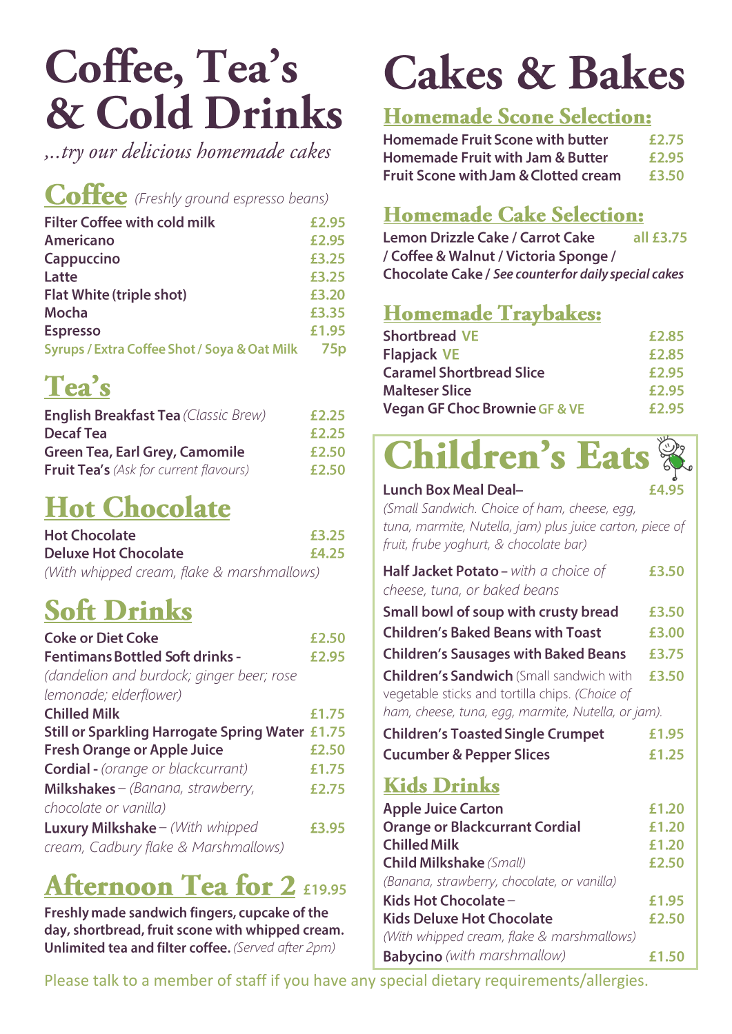# Coffee, Tea's & Cold Drinks

*...try our delicious homemade cakes*

## Coffee *(Freshly ground espresso beans)*

| | |
|---|---|
| Filter Coffee with cold milk | £2.95 |
| Americano | £2.95 |
| Cappuccino | £3.25 |
| Latte | £3.25 |
| Flat White (triple shot) | £3.20 |
| Mocha | £3.35 |
| Espresso | £1.95 |
| Syrups / Extra Coffee Shot / Soya & Oat Milk | 75p |

## Tea's

| | |
|---|---|
| English Breakfast Tea *(Classic Brew)* | £2.25 |
| Decaf Tea | £2.25 |
| Green Tea, Earl Grey, Camomile | £2.50 |
| Fruit Tea's *(Ask for current flavours)* | £2.50 |

## Hot Chocolate

| | |
|---|---|
| Hot Chocolate | £3.25 |
| Deluxe Hot Chocolate | £4.25 |

*(With whipped cream, flake & marshmallows)*

## Soft Drinks

| | |
|---|---|
| Coke or Diet Coke | £2.50 |
| Fentimans Bottled Soft drinks - *(dandelion and burdock; ginger beer; rose lemonade; elderflower)* | £2.95 |
| Chilled Milk | £1.75 |
| Still or Sparkling Harrogate Spring Water | £1.75 |
| Fresh Orange or Apple Juice | £2.50 |
| Cordial - *(orange or blackcurrant)* | £1.75 |
| Milkshakes – *(Banana, strawberry, chocolate or vanilla)* | £2.75 |
| Luxury Milkshake – *(With whipped cream, Cadbury flake & Marshmallows)* | £3.95 |

## Afternoon Tea for 2 £19.95

**Freshly made sandwich fingers, cupcake of the day, shortbread, fruit scone with whipped cream. Unlimited tea and filter coffee.** *(Served after 2pm)*

# Cakes & Bakes

## Homemade Scone Selection:

| | |
|---|---|
| Homemade Fruit Scone with butter | £2.75 |
| Homemade Fruit with Jam & Butter | £2.95 |
| Fruit Scone with Jam & Clotted cream | £3.50 |

## Homemade Cake Selection:

Lemon Drizzle Cake / Carrot Cake / Coffee & Walnut / Victoria Sponge / Chocolate Cake / *See counter for daily special cakes* — all £3.75

## Homemade Traybakes:

| | |
|---|---|
| Shortbread VE | £2.85 |
| Flapjack VE | £2.85 |
| Caramel Shortbread Slice | £2.95 |
| Malteser Slice | £2.95 |
| Vegan GF Choc Brownie GF & VE | £2.95 |

# Children's Eats

| | |
|---|---|
| Lunch Box Meal Deal– *(Small Sandwich. Choice of ham, cheese, egg, tuna, marmite, Nutella, jam) plus juice carton, piece of fruit, frube yoghurt, & chocolate bar)* | £4.95 |
| Half Jacket Potato – with a choice of cheese, tuna, or baked beans | £3.50 |
| Small bowl of soup with crusty bread | £3.50 |
| Children's Baked Beans with Toast | £3.00 |
| Children's Sausages with Baked Beans | £3.75 |
| Children's Sandwich (Small sandwich with vegetable sticks and tortilla chips. *(Choice of ham, cheese, tuna, egg, marmite, Nutella, or jam).* | £3.50 |
| Children's Toasted Single Crumpet | £1.95 |
| Cucumber & Pepper Slices | £1.25 |

## Kids Drinks

| | |
|---|---|
| Apple Juice Carton | £1.20 |
| Orange or Blackcurrant Cordial | £1.20 |
| Chilled Milk | £1.20 |
| Child Milkshake *(Small)* *(Banana, strawberry, chocolate, or vanilla)* | £2.50 |
| Kids Hot Chocolate – | £1.95 |
| Kids Deluxe Hot Chocolate *(With whipped cream, flake & marshmallows)* | £2.50 |
| Babycino *(with marshmallow)* | £1.50 |

Please talk to a member of staff if you have any special dietary requirements/allergies.